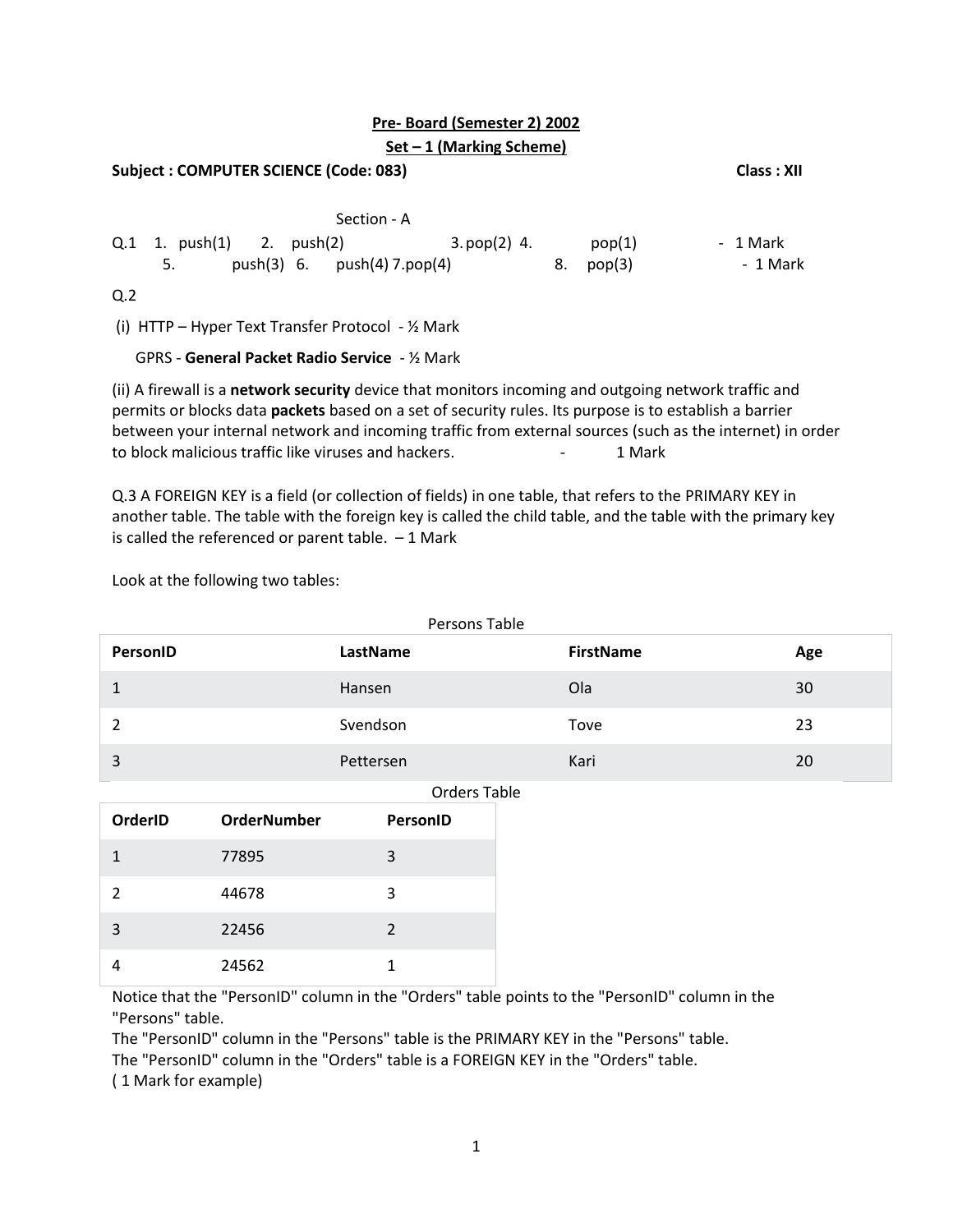**Pre- Board (Semester 2) 2002**

**Set – 1 (Marking Scheme)**

**Subject : COMPUTER SCIENCE (Code: 083)** **Class : XII**

Section - A

Q.1 1. push(1) 2. push(2) 3. pop(2) 4. pop(1) - 1 Mark

5. push(3) 6. push(4) 7. pop(4) 8. pop(3) - 1 Mark

Q.2

(i) HTTP – Hyper Text Transfer Protocol - ½ Mark

GPRS - **General Packet Radio Service** - ½ Mark

(ii) A firewall is a **network security** device that monitors incoming and outgoing network traffic and permits or blocks data **packets** based on a set of security rules. Its purpose is to establish a barrier between your internal network and incoming traffic from external sources (such as the internet) in order to block malicious traffic like viruses and hackers. - 1 Mark

Q.3 A FOREIGN KEY is a field (or collection of fields) in one table, that refers to the PRIMARY KEY in another table. The table with the foreign key is called the child table, and the table with the primary key is called the referenced or parent table. – 1 Mark

Look at the following two tables:

Persons Table

| PersonID | LastName | FirstName | Age |
|---|---|---|---|
| 1 | Hansen | Ola | 30 |
| 2 | Svendson | Tove | 23 |
| 3 | Pettersen | Kari | 20 |

Orders Table

| OrderID | OrderNumber | PersonID |
|---|---|---|
| 1 | 77895 | 3 |
| 2 | 44678 | 3 |
| 3 | 22456 | 2 |
| 4 | 24562 | 1 |

Notice that the "PersonID" column in the "Orders" table points to the "PersonID" column in the "Persons" table.

The "PersonID" column in the "Persons" table is the PRIMARY KEY in the "Persons" table.

The "PersonID" column in the "Orders" table is a FOREIGN KEY in the "Orders" table.

( 1 Mark for example)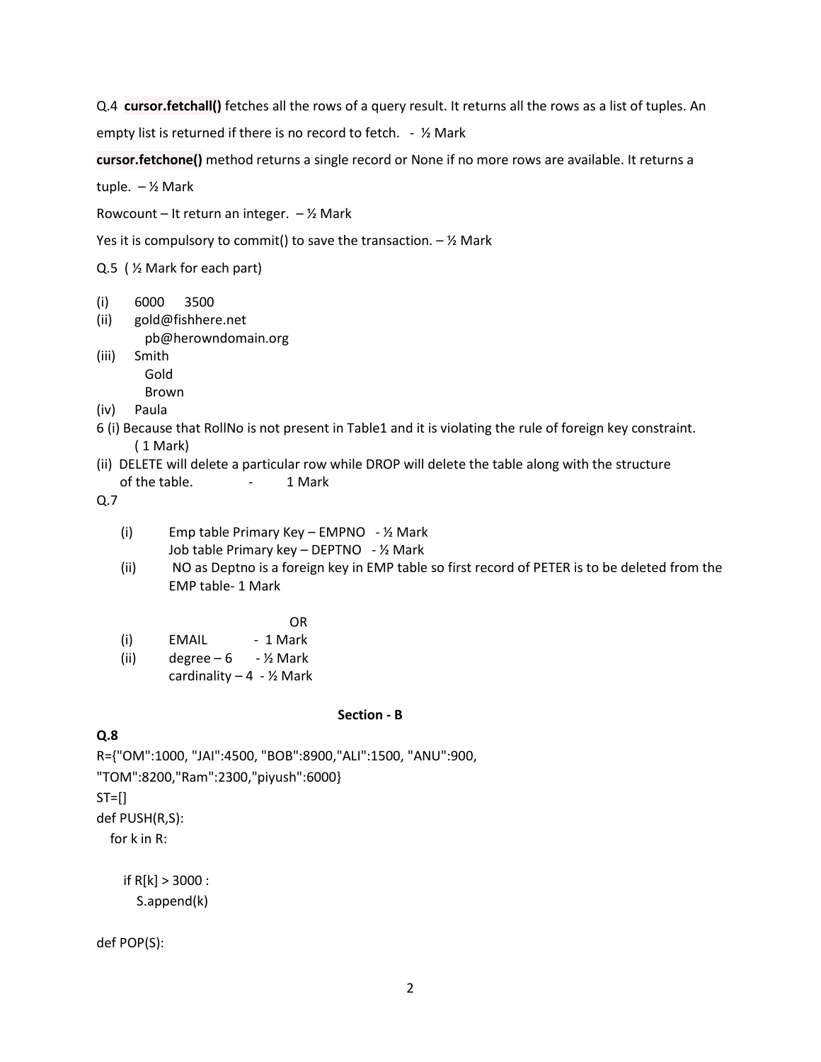Q.4 **cursor.fetchall()** fetches all the rows of a query result. It returns all the rows as a list of tuples. An empty list is returned if there is no record to fetch. - ½ Mark

**cursor.fetchone()** method returns a single record or None if no more rows are available. It returns a tuple. – ½ Mark

Rowcount – It return an integer. – ½ Mark

Yes it is compulsory to commit() to save the transaction. – ½ Mark

Q.5 ( ½ Mark for each part)

(i) 6000 3500

(ii) gold@fishhere.net
pb@herowndomain.org

(iii) Smith
Gold
Brown

(iv) Paula

6 (i) Because that RollNo is not present in Table1 and it is violating the rule of foreign key constraint. ( 1 Mark)

(ii) DELETE will delete a particular row while DROP will delete the table along with the structure of the table. - 1 Mark

Q.7

(i) Emp table Primary Key – EMPNO - ½ Mark
Job table Primary key – DEPTNO - ½ Mark

(ii) NO as Deptno is a foreign key in EMP table so first record of PETER is to be deleted from the EMP table- 1 Mark

OR

(i) EMAIL - 1 Mark

(ii) degree – 6 - ½ Mark
cardinality – 4 - ½ Mark

### Section - B

**Q.8**

```
R={"OM":1000, "JAI":4500, "BOB":8900,"ALI":1500, "ANU":900,
"TOM":8200,"Ram":2300,"piyush":6000}
ST=[]
def PUSH(R,S):
   for k in R:

      if R[k] > 3000 :
         S.append(k)

def POP(S):
```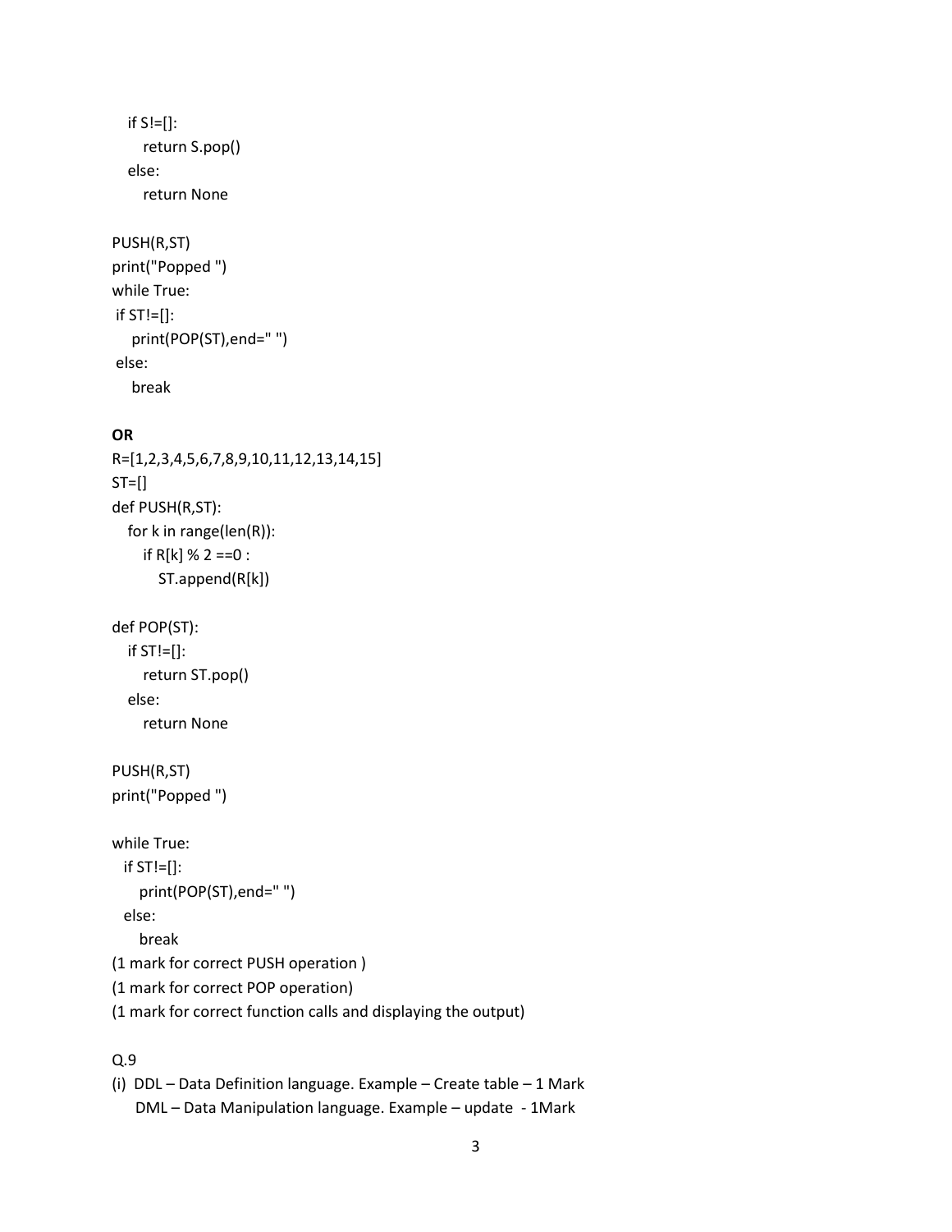```
    if S!=[]:
        return S.pop()
    else:
        return None

PUSH(R,ST)
print("Popped ")
while True:
 if ST!=[]:
    print(POP(ST),end=" ")
 else:
    break
```

**OR**

```
R=[1,2,3,4,5,6,7,8,9,10,11,12,13,14,15]
ST=[]
def PUSH(R,ST):
    for k in range(len(R)):
        if R[k] % 2 ==0 :
            ST.append(R[k])

def POP(ST):
    if ST!=[]:
        return ST.pop()
    else:
        return None

PUSH(R,ST)
print("Popped ")

while True:
  if ST!=[]:
     print(POP(ST),end=" ")
  else:
     break
```

(1 mark for correct PUSH operation )

(1 mark for correct POP operation)

(1 mark for correct function calls and displaying the output)

Q.9

(i) DDL – Data Definition language. Example – Create table – 1 Mark
    DML – Data Manipulation language. Example – update - 1Mark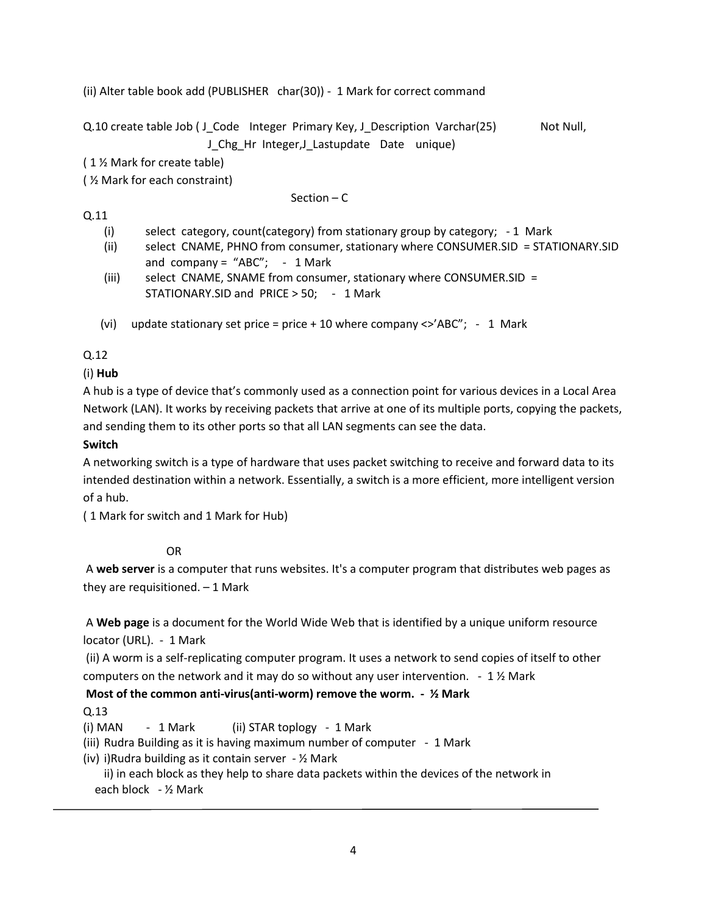(ii) Alter table book add (PUBLISHER char(30)) - 1 Mark for correct command

Q.10 create table Job ( J_Code Integer Primary Key, J_Description Varchar(25) Not Null,
J_Chg_Hr Integer,J_Lastupdate Date unique)

( 1 ½ Mark for create table)

( ½ Mark for each constraint)

Section – C

Q.11

(i) select category, count(category) from stationary group by category; - 1 Mark

(ii) select CNAME, PHNO from consumer, stationary where CONSUMER.SID = STATIONARY.SID and company = "ABC"; - 1 Mark

(iii) select CNAME, SNAME from consumer, stationary where CONSUMER.SID = STATIONARY.SID and PRICE > 50; - 1 Mark

(vi) update stationary set price = price + 10 where company <>'ABC"; - 1 Mark

Q.12

(i) **Hub**

A hub is a type of device that's commonly used as a connection point for various devices in a Local Area Network (LAN). It works by receiving packets that arrive at one of its multiple ports, copying the packets, and sending them to its other ports so that all LAN segments can see the data.

**Switch**

A networking switch is a type of hardware that uses packet switching to receive and forward data to its intended destination within a network. Essentially, a switch is a more efficient, more intelligent version of a hub.

( 1 Mark for switch and 1 Mark for Hub)

OR

A **web server** is a computer that runs websites. It's a computer program that distributes web pages as they are requisitioned. – 1 Mark

A **Web page** is a document for the World Wide Web that is identified by a unique uniform resource locator (URL). - 1 Mark

(ii) A worm is a self-replicating computer program. It uses a network to send copies of itself to other computers on the network and it may do so without any user intervention. - 1 ½ Mark

**Most of the common anti-virus(anti-worm) remove the worm. - ½ Mark**

Q.13

(i) MAN - 1 Mark (ii) STAR toplogy - 1 Mark

(iii) Rudra Building as it is having maximum number of computer - 1 Mark

(iv) i)Rudra building as it contain server - ½ Mark

ii) in each block as they help to share data packets within the devices of the network in each block - ½ Mark